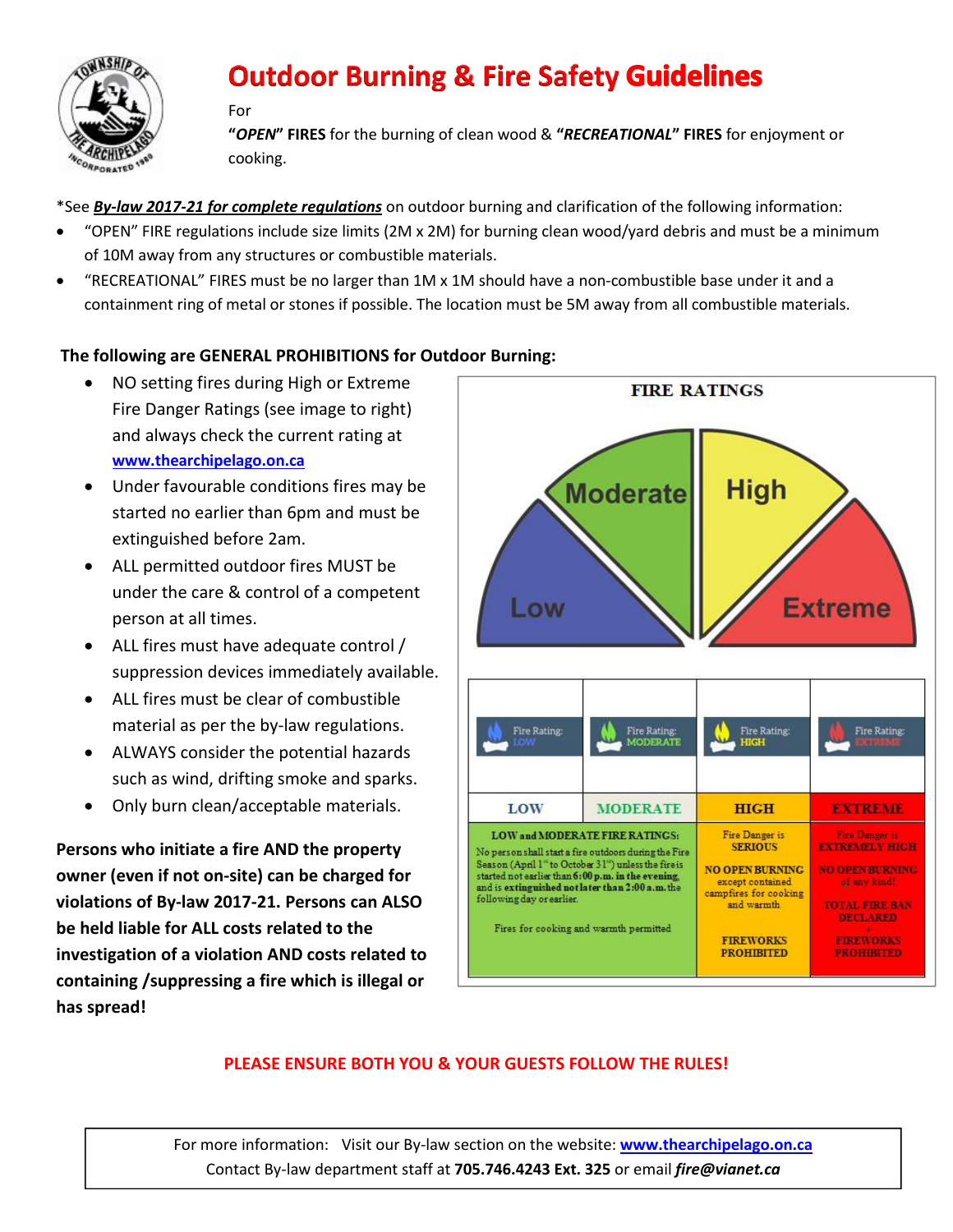# Outdoor Burning & Fire Safety Guidelines

For

**"*OPEN*" FIRES** for the burning of clean wood & **"*RECREATIONAL*" FIRES** for enjoyment or cooking.

*See ***By-law 2017-21 for complete regulations*** on outdoor burning and clarification of the following information:

- "OPEN" FIRE regulations include size limits (2M x 2M) for burning clean wood/yard debris and must be a minimum of 10M away from any structures or combustible materials.
- "RECREATIONAL" FIRES must be no larger than 1M x 1M should have a non-combustible base under it and a containment ring of metal or stones if possible. The location must be 5M away from all combustible materials.

## The following are GENERAL PROHIBITIONS for Outdoor Burning:

- NO setting fires during High or Extreme Fire Danger Ratings (see image to right) and always check the current rating at **www.thearchipelago.on.ca**
- Under favourable conditions fires may be started no earlier than 6pm and must be extinguished before 2am.
- ALL permitted outdoor fires MUST be under the care & control of a competent person at all times.
- ALL fires must have adequate control / suppression devices immediately available.
- ALL fires must be clear of combustible material as per the by-law regulations.
- ALWAYS consider the potential hazards such as wind, drifting smoke and sparks.
- Only burn clean/acceptable materials.

**FIRE RATINGS**

Low | Moderate | High | Extreme

| LOW | MODERATE | HIGH | EXTREME |
|---|---|---|---|
| **LOW and MODERATE FIRE RATINGS:** No person shall start a fire outdoors during the Fire Season (April 1st to October 31st) unless the fire is started not earlier than **6:00 p.m. in the evening,** and is **extinguished not later than 2:00 a.m.** the following day or earlier. Fires for cooking and warmth permitted | | Fire Danger is **SERIOUS** **NO OPEN BURNING** except contained campfires for cooking and warmth **FIREWORKS PROHIBITED** | Fire Danger is **EXTREMELY HIGH** **NO OPEN BURNING** of any kind! **TOTAL FIRE BAN DECLARED** + **FIREWORKS PROHIBITED** |

**Persons who initiate a fire AND the property owner (even if not on-site) can be charged for violations of By-law 2017-21. Persons can ALSO be held liable for ALL costs related to the investigation of a violation AND costs related to containing /suppressing a fire which is illegal or has spread!**

**PLEASE ENSURE BOTH YOU & YOUR GUESTS FOLLOW THE RULES!**

For more information: Visit our By-law section on the website: **www.thearchipelago.on.ca**
Contact By-law department staff at **705.746.4243 Ext. 325** or email ***fire@vianet.ca***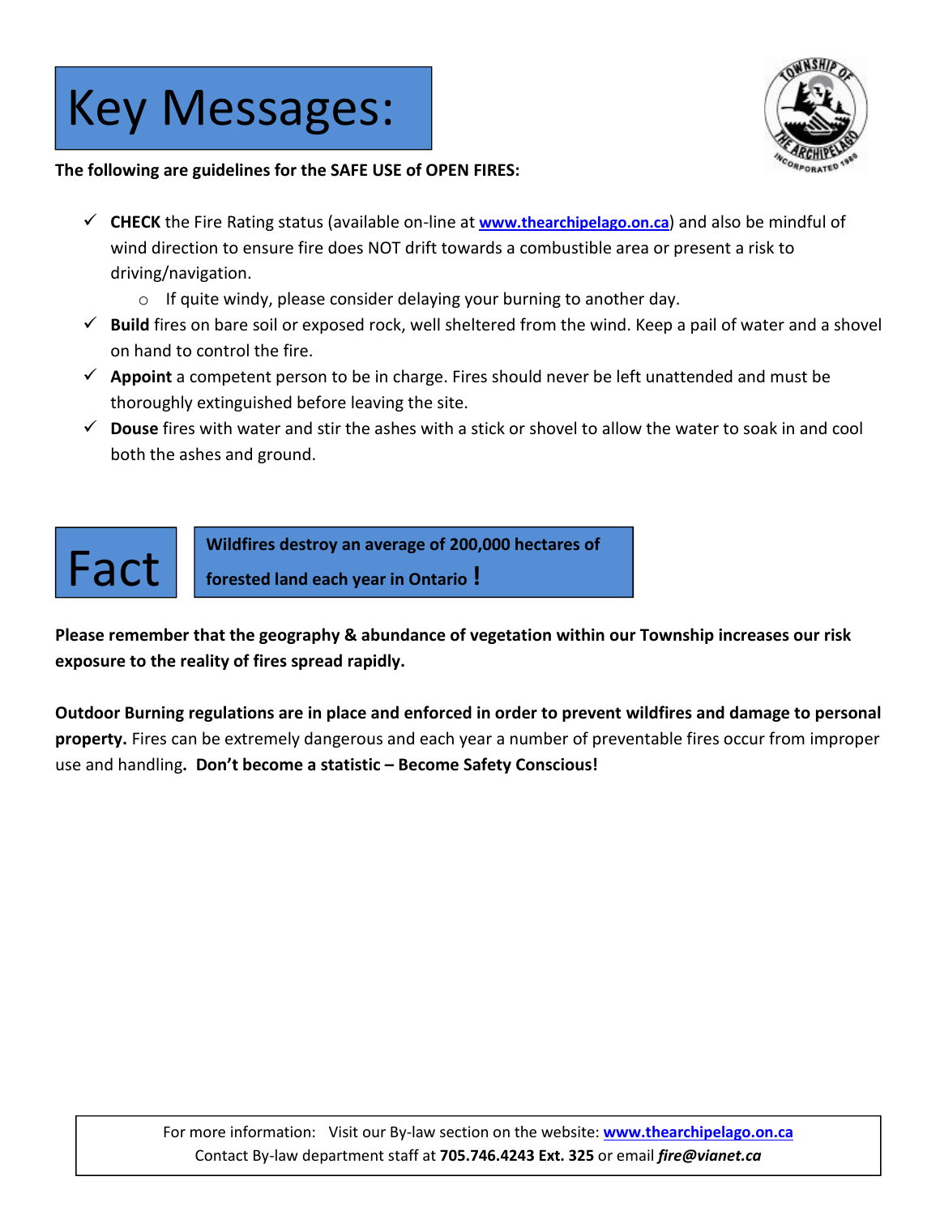# Key Messages:

**The following are guidelines for the SAFE USE of OPEN FIRES:**

- ✓ **CHECK** the Fire Rating status (available on-line at **www.thearchipelago.on.ca**) and also be mindful of wind direction to ensure fire does NOT drift towards a combustible area or present a risk to driving/navigation.
  - If quite windy, please consider delaying your burning to another day.
- ✓ **Build** fires on bare soil or exposed rock, well sheltered from the wind. Keep a pail of water and a shovel on hand to control the fire.
- ✓ **Appoint** a competent person to be in charge. Fires should never be left unattended and must be thoroughly extinguished before leaving the site.
- ✓ **Douse** fires with water and stir the ashes with a stick or shovel to allow the water to soak in and cool both the ashes and ground.

## Fact

**Wildfires destroy an average of 200,000 hectares of forested land each year in Ontario !**

**Please remember that the geography & abundance of vegetation within our Township increases our risk exposure to the reality of fires spread rapidly.**

**Outdoor Burning regulations are in place and enforced in order to prevent wildfires and damage to personal property.** Fires can be extremely dangerous and each year a number of preventable fires occur from improper use and handling**. Don't become a statistic – Become Safety Conscious!**

For more information: Visit our By-law section on the website: **www.thearchipelago.on.ca**
Contact By-law department staff at **705.746.4243 Ext. 325** or email ***fire@vianet.ca***